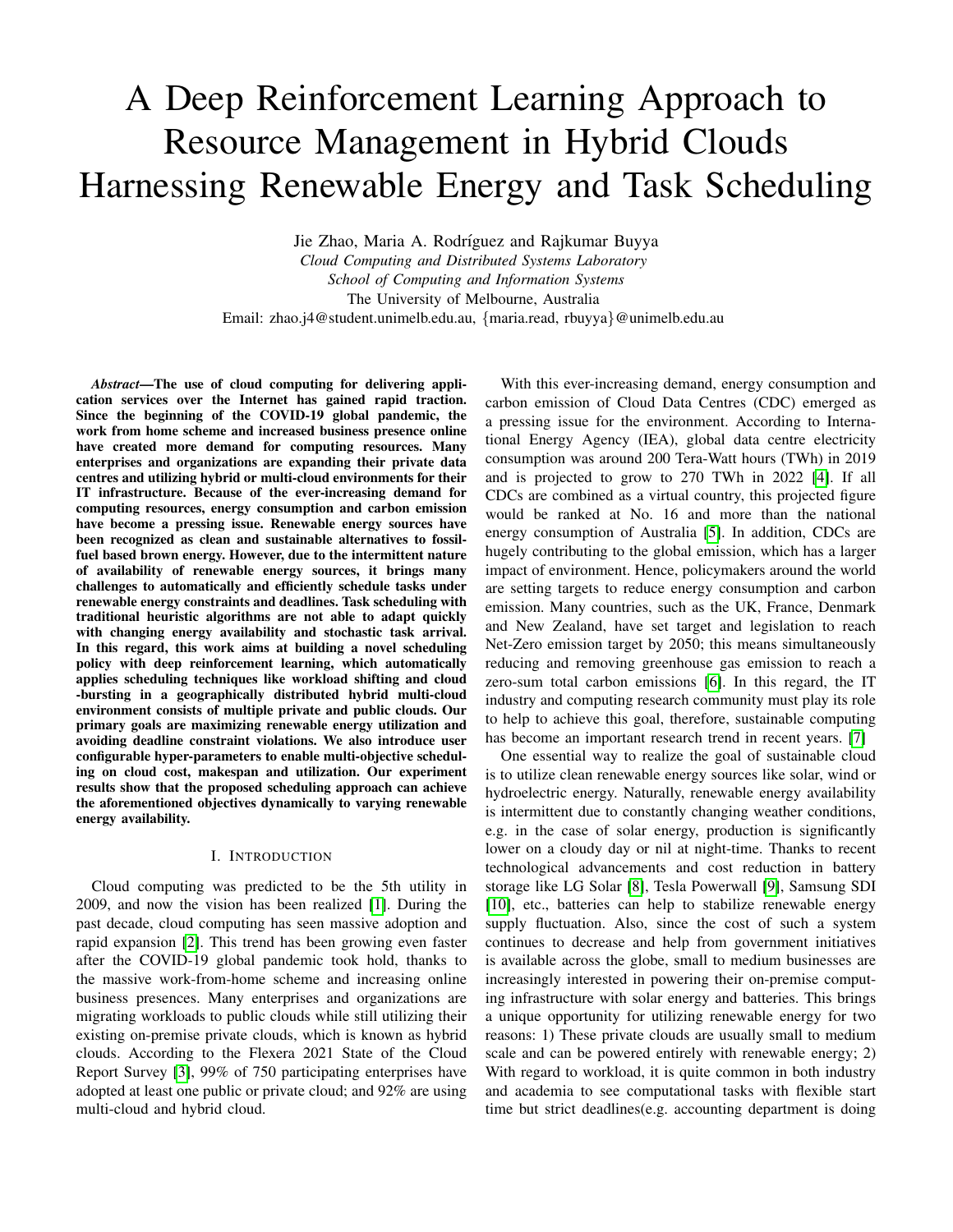# A Deep Reinforcement Learning Approach to Resource Management in Hybrid Clouds Harnessing Renewable Energy and Task Scheduling

Jie Zhao, Maria A. Rodríguez and Rajkumar Buyya

*Cloud Computing and Distributed Systems Laboratory*
*School of Computing and Information Systems*
The University of Melbourne, Australia
Email: zhao.j4@student.unimelb.edu.au, {maria.read, rbuyya}@unimelb.edu.au

***Abstract*—The use of cloud computing for delivering application services over the Internet has gained rapid traction. Since the beginning of the COVID-19 global pandemic, the work from home scheme and increased business presence online have created more demand for computing resources. Many enterprises and organizations are expanding their private data centres and utilizing hybrid or multi-cloud environments for their IT infrastructure. Because of the ever-increasing demand for computing resources, energy consumption and carbon emission have become a pressing issue. Renewable energy sources have been recognized as clean and sustainable alternatives to fossil-fuel based brown energy. However, due to the intermittent nature of availability of renewable energy sources, it brings many challenges to automatically and efficiently schedule tasks under renewable energy constraints and deadlines. Task scheduling with traditional heuristic algorithms are not able to adapt quickly with changing energy availability and stochastic task arrival. In this regard, this work aims at building a novel scheduling policy with deep reinforcement learning, which automatically applies scheduling techniques like workload shifting and cloud -bursting in a geographically distributed hybrid multi-cloud environment consists of multiple private and public clouds. Our primary goals are maximizing renewable energy utilization and avoiding deadline constraint violations. We also introduce user configurable hyper-parameters to enable multi-objective scheduling on cloud cost, makespan and utilization. Our experiment results show that the proposed scheduling approach can achieve the aforementioned objectives dynamically to varying renewable energy availability.**

## I. Introduction

Cloud computing was predicted to be the 5th utility in 2009, and now the vision has been realized [1]. During the past decade, cloud computing has seen massive adoption and rapid expansion [2]. This trend has been growing even faster after the COVID-19 global pandemic took hold, thanks to the massive work-from-home scheme and increasing online business presences. Many enterprises and organizations are migrating workloads to public clouds while still utilizing their existing on-premise private clouds, which is known as hybrid clouds. According to the Flexera 2021 State of the Cloud Report Survey [3], 99% of 750 participating enterprises have adopted at least one public or private cloud; and 92% are using multi-cloud and hybrid cloud.

With this ever-increasing demand, energy consumption and carbon emission of Cloud Data Centres (CDC) emerged as a pressing issue for the environment. According to International Energy Agency (IEA), global data centre electricity consumption was around 200 Tera-Watt hours (TWh) in 2019 and is projected to grow to 270 TWh in 2022 [4]. If all CDCs are combined as a virtual country, this projected figure would be ranked at No. 16 and more than the national energy consumption of Australia [5]. In addition, CDCs are hugely contributing to the global emission, which has a larger impact of environment. Hence, policymakers around the world are setting targets to reduce energy consumption and carbon emission. Many countries, such as the UK, France, Denmark and New Zealand, have set target and legislation to reach Net-Zero emission target by 2050; this means simultaneously reducing and removing greenhouse gas emission to reach a zero-sum total carbon emissions [6]. In this regard, the IT industry and computing research community must play its role to help to achieve this goal, therefore, sustainable computing has become an important research trend in recent years. [7]

One essential way to realize the goal of sustainable cloud is to utilize clean renewable energy sources like solar, wind or hydroelectric energy. Naturally, renewable energy availability is intermittent due to constantly changing weather conditions, e.g. in the case of solar energy, production is significantly lower on a cloudy day or nil at night-time. Thanks to recent technological advancements and cost reduction in battery storage like LG Solar [8], Tesla Powerwall [9], Samsung SDI [10], etc., batteries can help to stabilize renewable energy supply fluctuation. Also, since the cost of such a system continues to decrease and help from government initiatives is available across the globe, small to medium businesses are increasingly interested in powering their on-premise computing infrastructure with solar energy and batteries. This brings a unique opportunity for utilizing renewable energy for two reasons: 1) These private clouds are usually small to medium scale and can be powered entirely with renewable energy; 2) With regard to workload, it is quite common in both industry and academia to see computational tasks with flexible start time but strict deadlines(e.g. accounting department is doing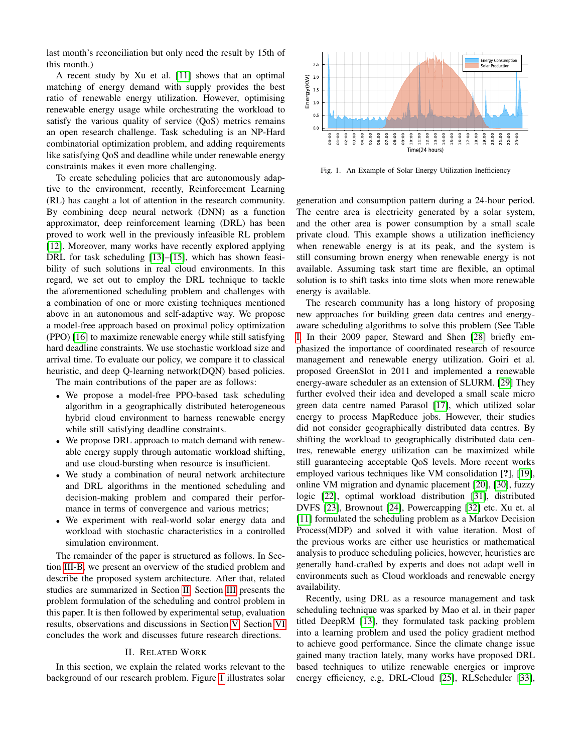last month's reconciliation but only need the result by 15th of this month.)

A recent study by Xu et al. [11] shows that an optimal matching of energy demand with supply provides the best ratio of renewable energy utilization. However, optimising renewable energy usage while orchestrating the workload to satisfy the various quality of service (QoS) metrics remains an open research challenge. Task scheduling is an NP-Hard combinatorial optimization problem, and adding requirements like satisfying QoS and deadline while under renewable energy constraints makes it even more challenging.

To create scheduling policies that are autonomously adaptive to the environment, recently, Reinforcement Learning (RL) has caught a lot of attention in the research community. By combining deep neural network (DNN) as a function approximator, deep reinforcement learning (DRL) has been proved to work well in the previously infeasible RL problem [12]. Moreover, many works have recently explored applying DRL for task scheduling [13]–[15], which has shown feasibility of such solutions in real cloud environments. In this regard, we set out to employ the DRL technique to tackle the aforementioned scheduling problem and challenges with a combination of one or more existing techniques mentioned above in an autonomous and self-adaptive way. We propose a model-free approach based on proximal policy optimization (PPO) [16] to maximize renewable energy while still satisfying hard deadline constraints. We use stochastic workload size and arrival time. To evaluate our policy, we compare it to classical heuristic, and deep Q-learning network(DQN) based policies. The main contributions of the paper are as follows:

- We propose a model-free PPO-based task scheduling algorithm in a geographically distributed heterogeneous hybrid cloud environment to harness renewable energy while still satisfying deadline constraints.
- We propose DRL approach to match demand with renewable energy supply through automatic workload shifting, and use cloud-bursting when resource is insufficient.
- We study a combination of neural network architecture and DRL algorithms in the mentioned scheduling and decision-making problem and compared their performance in terms of convergence and various metrics;
- We experiment with real-world solar energy data and workload with stochastic characteristics in a controlled simulation environment.

The remainder of the paper is structured as follows. In Section III-B, we present an overview of the studied problem and describe the proposed system architecture. After that, related studies are summarized in Section II. Section III presents the problem formulation of the scheduling and control problem in this paper. It is then followed by experimental setup, evaluation results, observations and discussions in Section V. Section VI concludes the work and discusses future research directions.

## II. Related Work

In this section, we explain the related works relevant to the background of our research problem. Figure 1 illustrates solar generation and consumption pattern during a 24-hour period. The centre area is electricity generated by a solar system, and the other area is power consumption by a small scale private cloud. This example shows a utilization inefficiency when renewable energy is at its peak, and the system is still consuming brown energy when renewable energy is not available. Assuming task start time are flexible, an optimal solution is to shift tasks into time slots when more renewable energy is available.

Fig. 1. An Example of Solar Energy Utilization Inefficiency

The research community has a long history of proposing new approaches for building green data centres and energy-aware scheduling algorithms to solve this problem (See Table I. In their 2009 paper, Steward and Shen [28] briefly emphasized the importance of coordinated research of resource management and renewable energy utilization. Goiri et al. proposed GreenSlot in 2011 and implemented a renewable energy-aware scheduler as an extension of SLURM. [29] They further evolved their idea and developed a small scale micro green data centre named Parasol [17], which utilized solar energy to process MapReduce jobs. However, their studies did not consider geographically distributed data centres. By shifting the workload to geographically distributed data centres, renewable energy utilization can be maximized while still guaranteeing acceptable QoS levels. More recent works employed various techniques like VM consolidation [?], [19], online VM migration and dynamic placement [20], [30], fuzzy logic [22], optimal workload distribution [31], distributed DVFS [23], Brownout [24], Powercapping [32] etc. Xu et. al [11] formulated the scheduling problem as a Markov Decision Process(MDP) and solved it with value iteration. Most of the previous works are either use heuristics or mathematical analysis to produce scheduling policies, however, heuristics are generally hand-crafted by experts and does not adapt well in environments such as Cloud workloads and renewable energy availability.

Recently, using DRL as a resource management and task scheduling technique was sparked by Mao et al. in their paper titled DeepRM [13], they formulated task packing problem into a learning problem and used the policy gradient method to achieve good performance. Since the climate change issue gained many traction lately, many works have proposed DRL based techniques to utilize renewable energies or improve energy efficiency, e.g, DRL-Cloud [25], RLScheduler [33],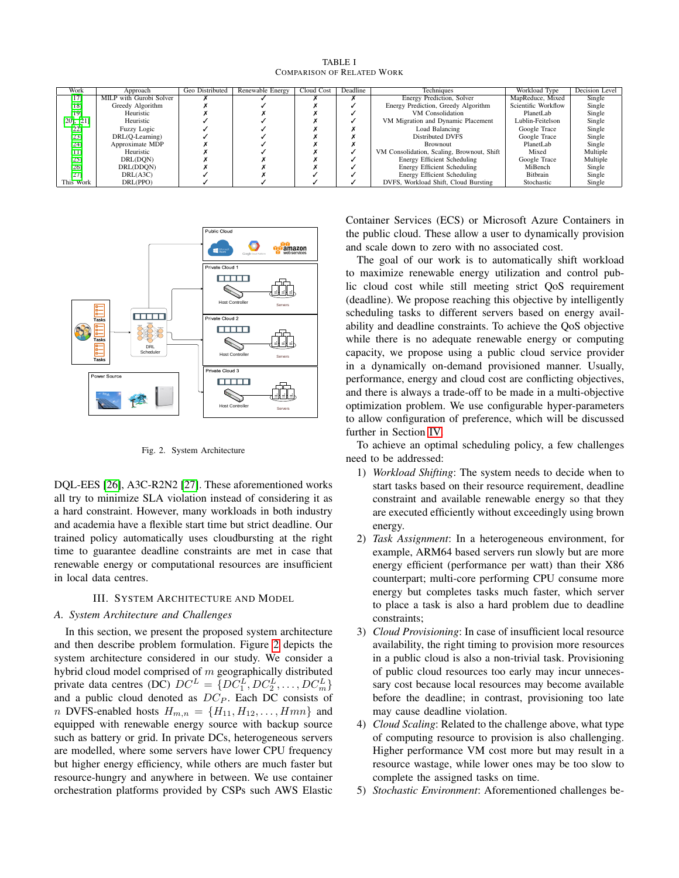TABLE I
COMPARISON OF RELATED WORK

| Work | Approach | Geo Distributed | Renewable Energy | Cloud Cost | Deadline | Techniques | Workload Type | Decision Level |
|---|---|---|---|---|---|---|---|---|
| [17] | MILP with Gurobi Solver | ✗ | ✓ | ✗ | ✗ | Energy Prediction, Solver | MapReduce, Mixed | Single |
| [18] | Greedy Algorithm | ✗ | ✓ | ✗ | ✓ | Energy Prediction, Greedy Algorithm | Scientific Workflow | Single |
| [19] | Heuristic | ✗ | ✗ | ✗ | ✓ | VM Consolidation | PlanetLab | Single |
| [20], [21] | Heuristic | ✓ | ✓ | ✗ | ✓ | VM Migration and Dynamic Placement | Lublin-Feitelson | Single |
| [22] | Fuzzy Logic | ✓ | ✓ | ✗ | ✗ | Load Balancing | Google Trace | Single |
| [23] | DRL(Q-Learning) | ✓ | ✓ | ✗ | ✗ | Distributed DVFS | Google Trace | Single |
| [24] | Approximate MDP | ✗ | ✓ | ✗ | ✗ | Brownout | PlanetLab | Single |
| [11] | Heuristic | ✗ | ✓ | ✗ | ✓ | VM Consolidation, Scaling, Brownout, Shift | Mixed | Multiple |
| [25] | DRL(DQN) | ✗ | ✗ | ✗ | ✓ | Energy Efficient Scheduling | Google Trace | Multiple |
| [26] | DRL(DDQN) | ✗ | ✗ | ✗ | ✓ | Energy Efficient Scheduling | MiBench | Single |
| [27] | DRL(A3C) | ✓ | ✗ | ✓ | ✓ | Energy Efficient Scheduling | Bitbrain | Single |
| This Work | DRL(PPO) | ✓ | ✓ | ✓ | ✓ | DVFS, Workload Shift, Cloud Bursting | Stochastic | Single |

Fig. 2. System Architecture

DQL-EES [26], A3C-R2N2 [27]. These aforementioned works all try to minimize SLA violation instead of considering it as a hard constraint. However, many workloads in both industry and academia have a flexible start time but strict deadline. Our trained policy automatically uses cloudbursting at the right time to guarantee deadline constraints are met in case that renewable energy or computational resources are insufficient in local data centres.

## III. System Architecture and Model

### A. System Architecture and Challenges

In this section, we present the proposed system architecture and then describe problem formulation. Figure 2 depicts the system architecture considered in our study. We consider a hybrid cloud model comprised of $m$ geographically distributed private data centres (DC) $DC^L = \{DC_1^L, DC_2^L, \ldots, DC_m^L\}$ and a public cloud denoted as $DC_P$. Each DC consists of $n$ DVFS-enabled hosts $H_{m,n} = \{H_{11}, H_{12}, \ldots, Hmn\}$ and equipped with renewable energy source with backup source such as battery or grid. In private DCs, heterogeneous servers are modelled, where some servers have lower CPU frequency but higher energy efficiency, while others are much faster but resource-hungry and anywhere in between. We use container orchestration platforms provided by CSPs such AWS Elastic Container Services (ECS) or Microsoft Azure Containers in the public cloud. These allow a user to dynamically provision and scale down to zero with no associated cost.

The goal of our work is to automatically shift workload to maximize renewable energy utilization and control public cloud cost while still meeting strict QoS requirement (deadline). We propose reaching this objective by intelligently scheduling tasks to different servers based on energy availability and deadline constraints. To achieve the QoS objective while there is no adequate renewable energy or computing capacity, we propose using a public cloud service provider in a dynamically on-demand provisioned manner. Usually, performance, energy and cloud cost are conflicting objectives, and there is always a trade-off to be made in a multi-objective optimization problem. We use configurable hyper-parameters to allow configuration of preference, which will be discussed further in Section IV.

To achieve an optimal scheduling policy, a few challenges need to be addressed:

1) *Workload Shifting*: The system needs to decide when to start tasks based on their resource requirement, deadline constraint and available renewable energy so that they are executed efficiently without exceedingly using brown energy.
2) *Task Assignment*: In a heterogeneous environment, for example, ARM64 based servers run slowly but are more energy efficient (performance per watt) than their X86 counterpart; multi-core performing CPU consume more energy but completes tasks much faster, which server to place a task is also a hard problem due to deadline constraints;
3) *Cloud Provisioning*: In case of insufficient local resource availability, the right timing to provision more resources in a public cloud is also a non-trivial task. Provisioning of public cloud resources too early may incur unnecessary cost because local resources may become available before the deadline; in contrast, provisioning too late may cause deadline violation.
4) *Cloud Scaling*: Related to the challenge above, what type of computing resource to provision is also challenging. Higher performance VM cost more but may result in a resource wastage, while lower ones may be too slow to complete the assigned tasks on time.
5) *Stochastic Environment*: Aforementioned challenges be-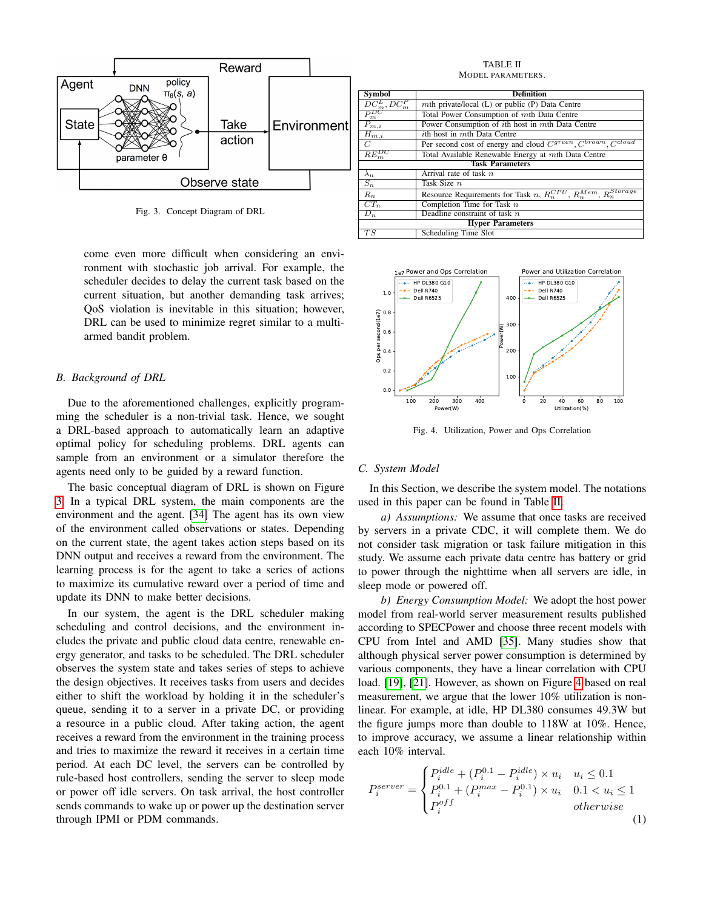Fig. 3. Concept Diagram of DRL

come even more difficult when considering an environment with stochastic job arrival. For example, the scheduler decides to delay the current task based on the current situation, but another demanding task arrives; QoS violation is inevitable in this situation; however, DRL can be used to minimize regret similar to a multi-armed bandit problem.

### *B. Background of DRL*

Due to the aforementioned challenges, explicitly programming the scheduler is a non-trivial task. Hence, we sought a DRL-based approach to automatically learn an adaptive optimal policy for scheduling problems. DRL agents can sample from an environment or a simulator therefore the agents need only to be guided by a reward function.

The basic conceptual diagram of DRL is shown on Figure 3. In a typical DRL system, the main components are the environment and the agent. [34] The agent has its own view of the environment called observations or states. Depending on the current state, the agent takes action steps based on its DNN output and receives a reward from the environment. The learning process is for the agent to take a series of actions to maximize its cumulative reward over a period of time and update its DNN to make better decisions.

In our system, the agent is the DRL scheduler making scheduling and control decisions, and the environment includes the private and public cloud data centre, renewable energy generator, and tasks to be scheduled. The DRL scheduler observes the system state and takes series of steps to achieve the design objectives. It receives tasks from users and decides either to shift the workload by holding it in the scheduler's queue, sending it to a server in a private DC, or providing a resource in a public cloud. After taking action, the agent receives a reward from the environment in the training process and tries to maximize the reward it receives in a certain time period. At each DC level, the servers can be controlled by rule-based host controllers, sending the server to sleep mode or power off idle servers. On task arrival, the host controller sends commands to wake up or power up the destination server through IPMI or PDM commands.

TABLE II
MODEL PARAMETERS.

| Symbol | Definition |
|---|---|
| $DC_m^L, DC_m^P$ | $m$th private/local (L) or public (P) Data Centre |
| $P_m^{DC}$ | Total Power Consumption of $m$th Data Centre |
| $P_{m,i}$ | Power Consumption of $i$th host in $m$th Data Centre |
| $H_{m,i}$ | $i$th host in $m$th Data Centre |
| $C$ | Per second cost of energy and cloud $C^{green}, C^{brown}, C^{cloud}$ |
| $RE_m^{DC}$ | Total Available Renewable Energy at $m$th Data Centre |
| **Task Parameters** | |
| $\lambda_n$ | Arrival rate of task $n$ |
| $S_n$ | Task Size $n$ |
| $R_n$ | Resource Requirements for Task $n$, $R_n^{CPU}$, $R_n^{Mem}$, $R_n^{Storage}$ |
| $CT_n$ | Completion Time for Task $n$ |
| $D_n$ | Deadline constraint of task $n$ |
| **Hyper Parameters** | |
| $TS$ | Scheduling Time Slot |

Fig. 4. Utilization, Power and Ops Correlation

### *C. System Model*

In this Section, we describe the system model. The notations used in this paper can be found in Table II.

*a) Assumptions:* We assume that once tasks are received by servers in a private CDC, it will complete them. We do not consider task migration or task failure mitigation in this study. We assume each private data centre has battery or grid to power through the nighttime when all servers are idle, in sleep mode or powered off.

*b) Energy Consumption Model:* We adopt the host power model from real-world server measurement results published according to SPECPower and choose three recent models with CPU from Intel and AMD [35]. Many studies show that although physical server power consumption is determined by various components, they have a linear correlation with CPU load. [19], [21]. However, as shown on Figure 4 based on real measurement, we argue that the lower 10% utilization is non-linear. For example, at idle, HP DL380 consumes 49.3W but the figure jumps more than double to 118W at 10%. Hence, to improve accuracy, we assume a linear relationship within each 10% interval.

$$P_i^{server} = \begin{cases} P_i^{idle} + (P_i^{0.1} - P_i^{idle}) \times u_i & u_i \leq 0.1 \\ P_i^{0.1} + (P_i^{max} - P_i^{0.1}) \times u_i & 0.1 < u_i \leq 1 \\ P_i^{off} & otherwise \end{cases} \tag{1}$$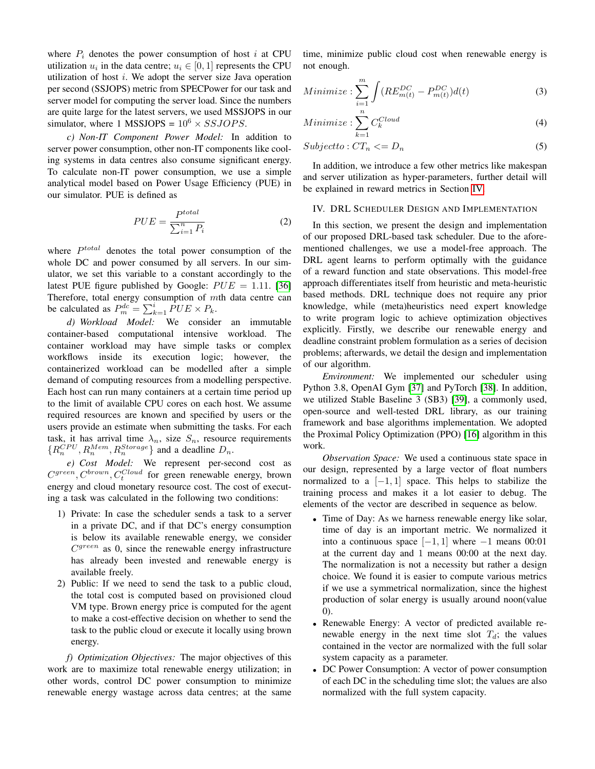where $P_i$ denotes the power consumption of host $i$ at CPU utilization $u_i$ in the data centre; $u_i \in [0, 1]$ represents the CPU utilization of host $i$. We adopt the server size Java operation per second (SSJOPS) metric from SPECPower for our task and server model for computing the server load. Since the numbers are quite large for the latest servers, we used MSSJOPS in our simulator, where 1 MSSJOPS = $10^6 \times SSJOPS$.

*c) Non-IT Component Power Model:* In addition to server power consumption, other non-IT components like cooling systems in data centres also consume significant energy. To calculate non-IT power consumption, we use a simple analytical model based on Power Usage Efficiency (PUE) in our simulator. PUE is defined as

$$PUE = \frac{P^{total}}{\sum_{i=1}^{n} P_i} \tag{2}$$

where $P^{total}$ denotes the total power consumption of the whole DC and power consumed by all servers. In our simulator, we set this variable to a constant accordingly to the latest PUE figure published by Google: $PUE = 1.11$. [36] Therefore, total energy consumption of $m$th data centre can be calculated as $P_m^{dc} = \sum_{k=1}^{i} PUE \times P_k$.

*d) Workload Model:* We consider an immutable container-based computational intensive workload. The container workload may have simple tasks or complex workflows inside its execution logic; however, the containerized workload can be modelled after a simple demand of computing resources from a modelling perspective. Each host can run many containers at a certain time period up to the limit of available CPU cores on each host. We assume required resources are known and specified by users or the users provide an estimate when submitting the tasks. For each task, it has arrival time $\lambda_n$, size $S_n$, resource requirements $\{R_n^{CPU}, R_n^{Mem}, R_n^{Storage}\}$ and a deadline $D_n$.

*e) Cost Model:* We represent per-second cost as $C^{green}, C^{brown}, C_t^{Cloud}$ for green renewable energy, brown energy and cloud monetary resource cost. The cost of executing a task was calculated in the following two conditions:

1) Private: In case the scheduler sends a task to a server in a private DC, and if that DC's energy consumption is below its available renewable energy, we consider $C^{green}$ as 0, since the renewable energy infrastructure has already been invested and renewable energy is available freely.
2) Public: If we need to send the task to a public cloud, the total cost is computed based on provisioned cloud VM type. Brown energy price is computed for the agent to make a cost-effective decision on whether to send the task to the public cloud or execute it locally using brown energy.

*f) Optimization Objectives:* The major objectives of this work are to maximize total renewable energy utilization; in other words, control DC power consumption to minimize renewable energy wastage across data centres; at the same time, minimize public cloud cost when renewable energy is not enough.

$$Minimize : \sum_{i=1}^{m} \int (RE_{m(t)}^{DC} - P_{m(t)}^{DC}) d(t) \tag{3}$$

$$Minimize : \sum_{k=1}^{n} C_k^{Cloud} \tag{4}$$

$$Subjectto : CT_n <= D_n \tag{5}$$

In addition, we introduce a few other metrics like makespan and server utilization as hyper-parameters, further detail will be explained in reward metrics in Section IV.

## IV. DRL Scheduler Design and Implementation

In this section, we present the design and implementation of our proposed DRL-based task scheduler. Due to the aforementioned challenges, we use a model-free approach. The DRL agent learns to perform optimally with the guidance of a reward function and state observations. This model-free approach differentiates itself from heuristic and meta-heuristic based methods. DRL technique does not require any prior knowledge, while (meta)heuristics need expert knowledge to write program logic to achieve optimization objectives explicitly. Firstly, we describe our renewable energy and deadline constraint problem formulation as a series of decision problems; afterwards, we detail the design and implementation of our algorithm.

*Environment:* We implemented our scheduler using Python 3.8, OpenAI Gym [37] and PyTorch [38]. In addition, we utilized Stable Baseline 3 (SB3) [39], a commonly used, open-source and well-tested DRL library, as our training framework and base algorithms implementation. We adopted the Proximal Policy Optimization (PPO) [16] algorithm in this work.

*Observation Space:* We used a continuous state space in our design, represented by a large vector of float numbers normalized to a $[-1, 1]$ space. This helps to stabilize the training process and makes it a lot easier to debug. The elements of the vector are described in sequence as below.

- Time of Day: As we harness renewable energy like solar, time of day is an important metric. We normalized it into a continuous space $[-1, 1]$ where $-1$ means 00:01 at the current day and 1 means 00:00 at the next day. The normalization is not a necessity but rather a design choice. We found it is easier to compute various metrics if we use a symmetrical normalization, since the highest production of solar energy is usually around noon(value 0).
- Renewable Energy: A vector of predicted available renewable energy in the next time slot $T_d$; the values contained in the vector are normalized with the full solar system capacity as a parameter.
- DC Power Consumption: A vector of power consumption of each DC in the scheduling time slot; the values are also normalized with the full system capacity.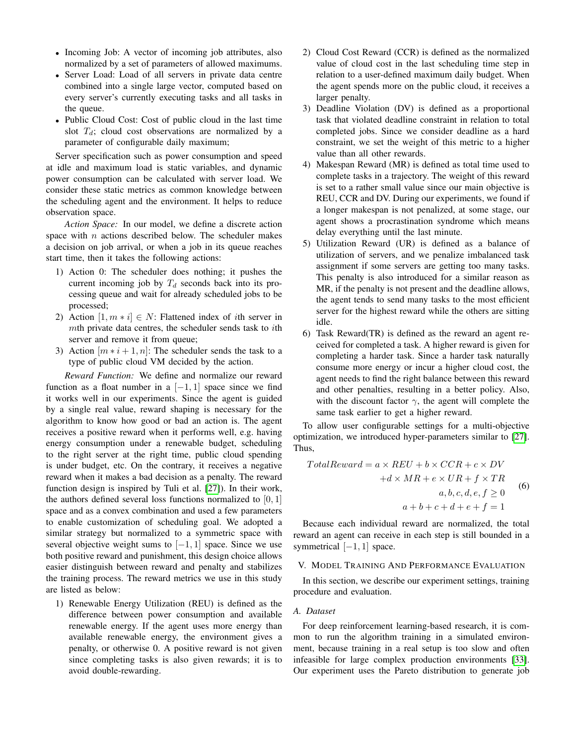- Incoming Job: A vector of incoming job attributes, also normalized by a set of parameters of allowed maximums.
- Server Load: Load of all servers in private data centre combined into a single large vector, computed based on every server's currently executing tasks and all tasks in the queue.
- Public Cloud Cost: Cost of public cloud in the last time slot $T_d$; cloud cost observations are normalized by a parameter of configurable daily maximum;

Server specification such as power consumption and speed at idle and maximum load is static variables, and dynamic power consumption can be calculated with server load. We consider these static metrics as common knowledge between the scheduling agent and the environment. It helps to reduce observation space.

*Action Space:* In our model, we define a discrete action space with $n$ actions described below. The scheduler makes a decision on job arrival, or when a job in its queue reaches start time, then it takes the following actions:

1) Action 0: The scheduler does nothing; it pushes the current incoming job by $T_d$ seconds back into its processing queue and wait for already scheduled jobs to be processed;
2) Action $[1, m * i] \in N$: Flattened index of $i$th server in $m$th private data centres, the scheduler sends task to $i$th server and remove it from queue;
3) Action $[m * i + 1, n]$: The scheduler sends the task to a type of public cloud VM decided by the action.

*Reward Function:* We define and normalize our reward function as a float number in a $[-1, 1]$ space since we find it works well in our experiments. Since the agent is guided by a single real value, reward shaping is necessary for the algorithm to know how good or bad an action is. The agent receives a positive reward when it performs well, e.g. having energy consumption under a renewable budget, scheduling to the right server at the right time, public cloud spending is under budget, etc. On the contrary, it receives a negative reward when it makes a bad decision as a penalty. The reward function design is inspired by Tuli et al. [27]). In their work, the authors defined several loss functions normalized to $[0, 1]$ space and as a convex combination and used a few parameters to enable customization of scheduling goal. We adopted a similar strategy but normalized to a symmetric space with several objective weight sums to $[-1, 1]$ space. Since we use both positive reward and punishment, this design choice allows easier distinguish between reward and penalty and stabilizes the training process. The reward metrics we use in this study are listed as below:

1) Renewable Energy Utilization (REU) is defined as the difference between power consumption and available renewable energy. If the agent uses more energy than available renewable energy, the environment gives a penalty, or otherwise 0. A positive reward is not given since completing tasks is also given rewards; it is to avoid double-rewarding.
2) Cloud Cost Reward (CCR) is defined as the normalized value of cloud cost in the last scheduling time step in relation to a user-defined maximum daily budget. When the agent spends more on the public cloud, it receives a larger penalty.
3) Deadline Violation (DV) is defined as a proportional task that violated deadline constraint in relation to total completed jobs. Since we consider deadline as a hard constraint, we set the weight of this metric to a higher value than all other rewards.
4) Makespan Reward (MR) is defined as total time used to complete tasks in a trajectory. The weight of this reward is set to a rather small value since our main objective is REU, CCR and DV. During our experiments, we found if a longer makespan is not penalized, at some stage, our agent shows a procrastination syndrome which means delay everything until the last minute.
5) Utilization Reward (UR) is defined as a balance of utilization of servers, and we penalize imbalanced task assignment if some servers are getting too many tasks. This penalty is also introduced for a similar reason as MR, if the penalty is not present and the deadline allows, the agent tends to send many tasks to the most efficient server for the highest reward while the others are sitting idle.
6) Task Reward(TR) is defined as the reward an agent received for completed a task. A higher reward is given for completing a harder task. Since a harder task naturally consume more energy or incur a higher cloud cost, the agent needs to find the right balance between this reward and other penalties, resulting in a better policy. Also, with the discount factor $\gamma$, the agent will complete the same task earlier to get a higher reward.

To allow user configurable settings for a multi-objective optimization, we introduced hyper-parameters similar to [27]. Thus,

$$
\begin{aligned}
TotalReward = a \times REU + b \times CCR + c \times DV \\
+ d \times MR + e \times UR + f \times TR \\
a, b, c, d, e, f \geq 0 \\
a + b + c + d + e + f = 1
\end{aligned}
\tag{6}
$$

Because each individual reward are normalized, the total reward an agent can receive in each step is still bounded in a symmetrical $[-1, 1]$ space.

## V. Model Training And Performance Evaluation

In this section, we describe our experiment settings, training procedure and evaluation.

### A. Dataset

For deep reinforcement learning-based research, it is common to run the algorithm training in a simulated environment, because training in a real setup is too slow and often infeasible for large complex production environments [33]. Our experiment uses the Pareto distribution to generate job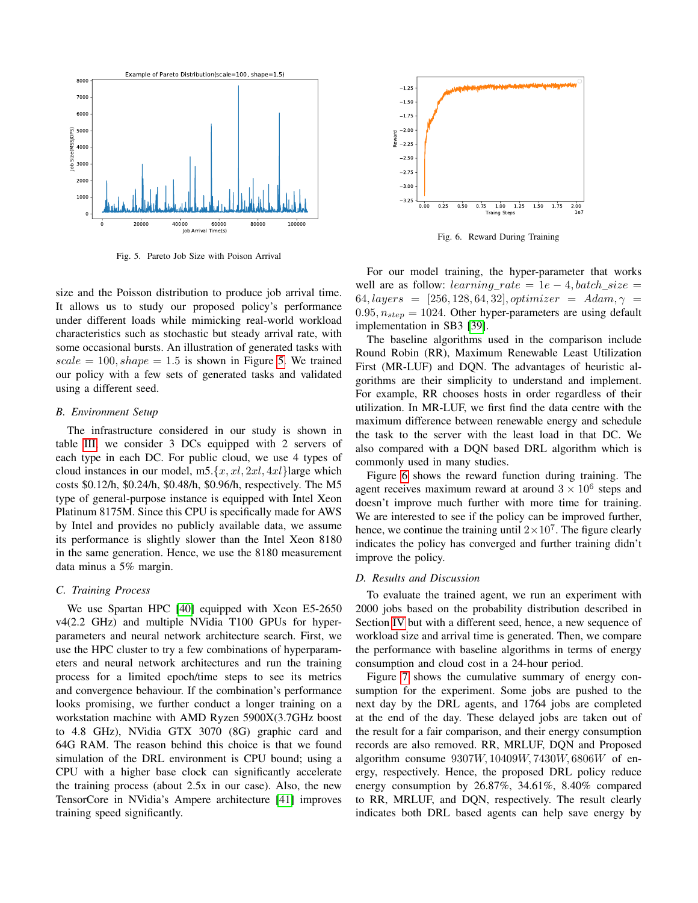Fig. 5. Pareto Job Size with Poison Arrival

size and the Poisson distribution to produce job arrival time. It allows us to study our proposed policy's performance under different loads while mimicking real-world workload characteristics such as stochastic but steady arrival rate, with some occasional bursts. An illustration of generated tasks with $scale = 100, shape = 1.5$ is shown in Figure 5. We trained our policy with a few sets of generated tasks and validated using a different seed.

### B. Environment Setup

The infrastructure considered in our study is shown in table III, we consider 3 DCs equipped with 2 servers of each type in each DC. For public cloud, we use 4 types of cloud instances in our model, m5.$\{x, xl, 2xl, 4xl\}$large which costs \$0.12/h, \$0.24/h, \$0.48/h, \$0.96/h, respectively. The M5 type of general-purpose instance is equipped with Intel Xeon Platinum 8175M. Since this CPU is specifically made for AWS by Intel and provides no publicly available data, we assume its performance is slightly slower than the Intel Xeon 8180 in the same generation. Hence, we use the 8180 measurement data minus a 5% margin.

### C. Training Process

We use Spartan HPC [40] equipped with Xeon E5-2650 v4(2.2 GHz) and multiple NVidia T100 GPUs for hyper-parameters and neural network architecture search. First, we use the HPC cluster to try a few combinations of hyperparameters and neural network architectures and run the training process for a limited epoch/time steps to see its metrics and convergence behaviour. If the combination's performance looks promising, we further conduct a longer training on a workstation machine with AMD Ryzen 5900X(3.7GHz boost to 4.8 GHz), NVidia GTX 3070 (8G) graphic card and 64G RAM. The reason behind this choice is that we found simulation of the DRL environment is CPU bound; using a CPU with a higher base clock can significantly accelerate the training process (about 2.5x in our case). Also, the new TensorCore in NVidia's Ampere architecture [41] improves training speed significantly.

Fig. 6. Reward During Training

For our model training, the hyper-parameter that works well are as follow: $learning\_rate = 1e-4, batch\_size = 64, layers = [256, 128, 64, 32], optimizer = Adam, \gamma = 0.95, n_{step} = 1024$. Other hyper-parameters are using default implementation in SB3 [39].

The baseline algorithms used in the comparison include Round Robin (RR), Maximum Renewable Least Utilization First (MR-LUF) and DQN. The advantages of heuristic algorithms are their simplicity to understand and implement. For example, RR chooses hosts in order regardless of their utilization. In MR-LUF, we first find the data centre with the maximum difference between renewable energy and schedule the task to the server with the least load in that DC. We also compared with a DQN based DRL algorithm which is commonly used in many studies.

Figure 6 shows the reward function during training. The agent receives maximum reward at around $3 \times 10^6$ steps and doesn't improve much further with more time for training. We are interested to see if the policy can be improved further, hence, we continue the training until $2 \times 10^7$. The figure clearly indicates the policy has converged and further training didn't improve the policy.

### D. Results and Discussion

To evaluate the trained agent, we run an experiment with 2000 jobs based on the probability distribution described in Section IV but with a different seed, hence, a new sequence of workload size and arrival time is generated. Then, we compare the performance with baseline algorithms in terms of energy consumption and cloud cost in a 24-hour period.

Figure 7 shows the cumulative summary of energy consumption for the experiment. Some jobs are pushed to the next day by the DRL agents, and 1764 jobs are completed at the end of the day. These delayed jobs are taken out of the result for a fair comparison, and their energy consumption records are also removed. RR, MRLUF, DQN and Proposed algorithm consume $9307W, 10409W, 7430W, 6806W$ of energy, respectively. Hence, the proposed DRL policy reduce energy consumption by 26.87%, 34.61%, 8.40% compared to RR, MRLUF, and DQN, respectively. The result clearly indicates both DRL based agents can help save energy by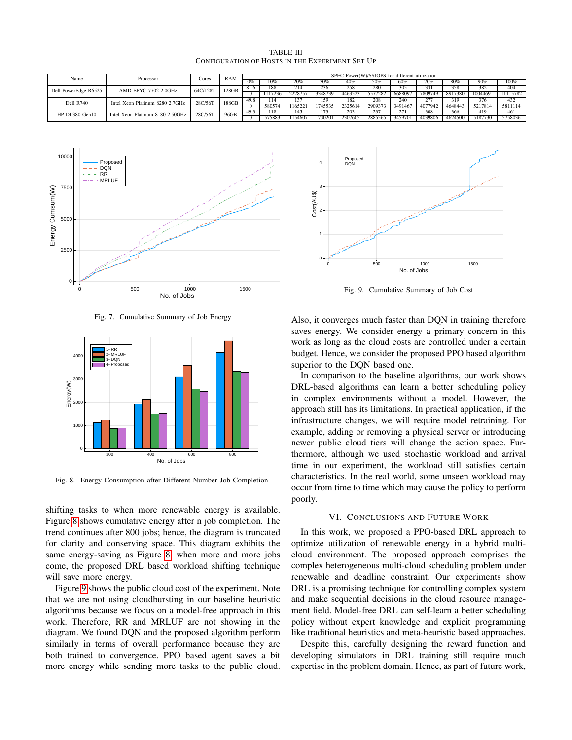TABLE III
CONFIGURATION OF HOSTS IN THE EXPERIMENT SET UP

| Name | Processor | Cores | RAM | SPEC Power(W)/SSJOPS for different utilization | | | | | | | | | | |
|---|---|---|---|---|---|---|---|---|---|---|---|---|---|---|
| | | | | 0% | 10% | 20% | 30% | 40% | 50% | 60% | 70% | 80% | 90% | 100% |
| Dell PowerEdge R6525 | AMD EPYC 7702 2.0GHz | 64C/128T | 128GB | 81.6 | 188 | 214 | 236 | 258 | 280 | 305 | 331 | 358 | 382 | 404 |
| | | | | 0 | 1117236 | 2228757 | 3348739 | 4463523 | 5577282 | 6688097 | 7809749 | 8917380 | 10044691 | 11115782 |
| Dell R740 | Intel Xeon Platinum 8280 2.7GHz | 28C/56T | 188GB | 49.8 | 114 | 137 | 159 | 182 | 208 | 240 | 277 | 319 | 376 | 432 |
| | | | | 0 | 580574 | 1165221 | 1745535 | 2325614 | 2909373 | 3491467 | 4077942 | 4648443 | 5217814 | 5811114 |
| HP DL380 Gen10 | Intel Xeon Platinum 8180 2.50GHz | 28C/56T | 96GB | 49.3 | 118 | 145 | 173 | 203 | 237 | 271 | 308 | 366 | 419 | 461 |
| | | | | 0 | 575883 | 1154607 | 1730201 | 2307605 | 2885565 | 3459701 | 4039806 | 4624500 | 5187730 | 5758036 |

Fig. 7. Cumulative Summary of Job Energy

Fig. 8. Energy Consumption after Different Number Job Completion

shifting tasks to when more renewable energy is available. Figure 8 shows cumulative energy after n job completion. The trend continues after 800 jobs; hence, the diagram is truncated for clarity and conserving space. This diagram exhibits the same energy-saving as Figure 8, when more and more jobs come, the proposed DRL based workload shifting technique will save more energy.

Figure 9 shows the public cloud cost of the experiment. Note that we are not using cloudbursting in our baseline heuristic algorithms because we focus on a model-free approach in this work. Therefore, RR and MRLUF are not showing in the diagram. We found DQN and the proposed algorithm perform similarly in terms of overall performance because they are both trained to convergence. PPO based agent saves a bit more energy while sending more tasks to the public cloud.

Fig. 9. Cumulative Summary of Job Cost

Also, it converges much faster than DQN in training therefore saves energy. We consider energy a primary concern in this work as long as the cloud costs are controlled under a certain budget. Hence, we consider the proposed PPO based algorithm superior to the DQN based one.

In comparison to the baseline algorithms, our work shows DRL-based algorithms can learn a better scheduling policy in complex environments without a model. However, the approach still has its limitations. In practical application, if the infrastructure changes, we will require model retraining. For example, adding or removing a physical server or introducing newer public cloud tiers will change the action space. Furthermore, although we used stochastic workload and arrival time in our experiment, the workload still satisfies certain characteristics. In the real world, some unseen workload may occur from time to time which may cause the policy to perform poorly.

## VI. CONCLUSIONS AND FUTURE WORK

In this work, we proposed a PPO-based DRL approach to optimize utilization of renewable energy in a hybrid multi-cloud environment. The proposed approach comprises the complex heterogeneous multi-cloud scheduling problem under renewable and deadline constraint. Our experiments show DRL is a promising technique for controlling complex system and make sequential decisions in the cloud resource management field. Model-free DRL can self-learn a better scheduling policy without expert knowledge and explicit programming like traditional heuristics and meta-heuristic based approaches.

Despite this, carefully designing the reward function and developing simulators in DRL training still require much expertise in the problem domain. Hence, as part of future work,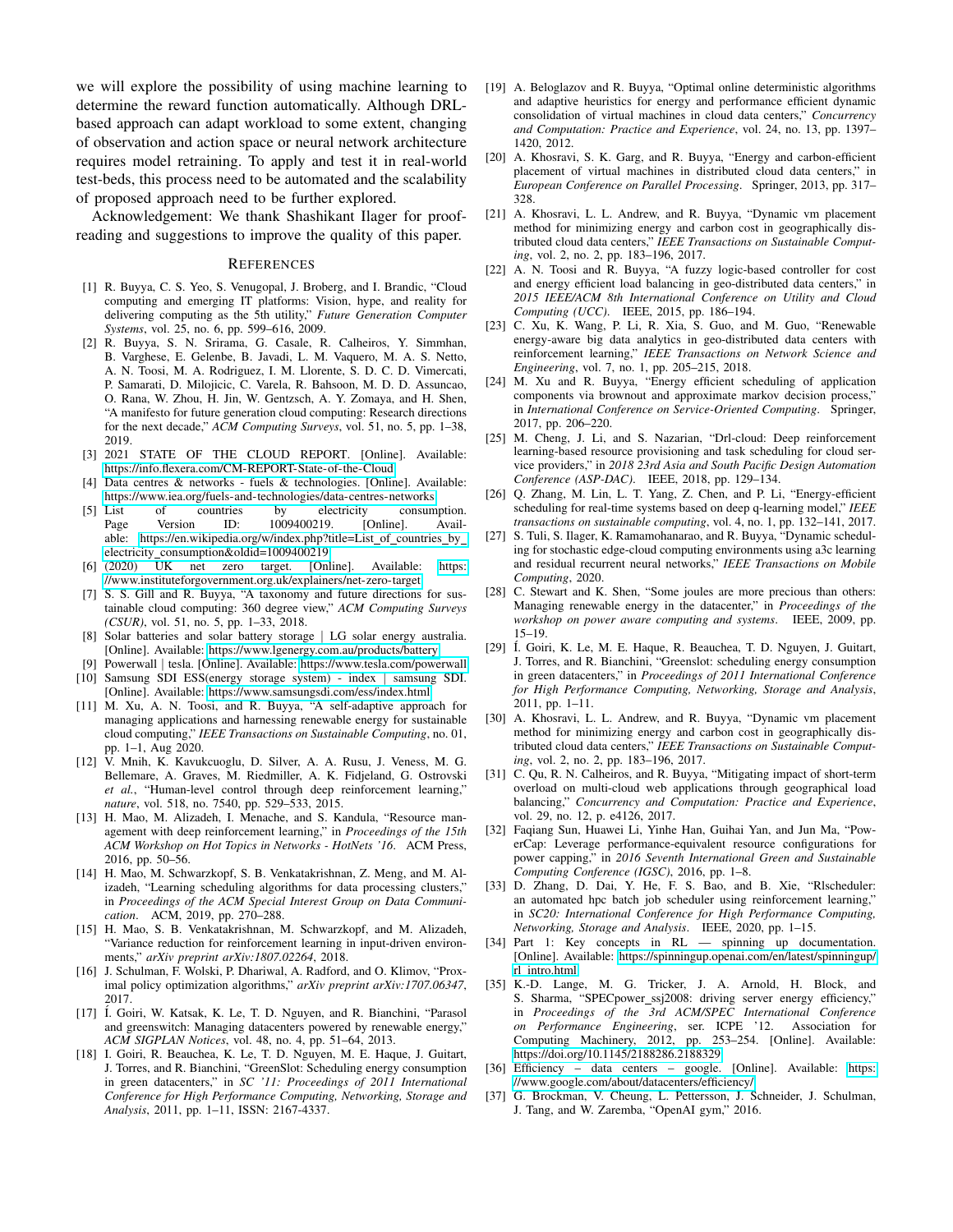we will explore the possibility of using machine learning to determine the reward function automatically. Although DRL-based approach can adapt workload to some extent, changing of observation and action space or neural network architecture requires model retraining. To apply and test it in real-world test-beds, this process need to be automated and the scalability of proposed approach need to be further explored.

Acknowledgement: We thank Shashikant Ilager for proof-reading and suggestions to improve the quality of this paper.

## References

[1] R. Buyya, C. S. Yeo, S. Venugopal, J. Broberg, and I. Brandic, "Cloud computing and emerging IT platforms: Vision, hype, and reality for delivering computing as the 5th utility," *Future Generation Computer Systems*, vol. 25, no. 6, pp. 599–616, 2009.

[2] R. Buyya, S. N. Srirama, G. Casale, R. Calheiros, Y. Simmhan, B. Varghese, E. Gelenbe, B. Javadi, L. M. Vaquero, M. A. S. Netto, A. N. Toosi, M. A. Rodriguez, I. M. Llorente, S. D. C. D. Vimercati, P. Samarati, D. Milojicic, C. Varela, R. Bahsoon, M. D. D. Assuncao, O. Rana, W. Zhou, H. Jin, W. Gentzsch, A. Y. Zomaya, and H. Shen, "A manifesto for future generation cloud computing: Research directions for the next decade," *ACM Computing Surveys*, vol. 51, no. 5, pp. 1–38, 2019.

[3] 2021 STATE OF THE CLOUD REPORT. [Online]. Available: https://info.flexera.com/CM-REPORT-State-of-the-Cloud

[4] Data centres & networks - fuels & technologies. [Online]. Available: https://www.iea.org/fuels-and-technologies/data-centres-networks

[5] List of countries by electricity consumption. Page Version ID: 1009400219. [Online]. Available: https://en.wikipedia.org/w/index.php?title=List_of_countries_by_electricity_consumption&oldid=1009400219

[6] (2020) UK net zero target. [Online]. Available: https://www.instituteforgovernment.org.uk/explainers/net-zero-target

[7] S. S. Gill and R. Buyya, "A taxonomy and future directions for sustainable cloud computing: 360 degree view," *ACM Computing Surveys (CSUR)*, vol. 51, no. 5, pp. 1–33, 2018.

[8] Solar batteries and solar battery storage | LG solar energy australia. [Online]. Available: https://www.lgenergy.com.au/products/battery

[9] Powerwall | tesla. [Online]. Available: https://www.tesla.com/powerwall

[10] Samsung SDI ESS(energy storage system) - index | samsung SDI. [Online]. Available: https://www.samsungsdi.com/ess/index.html

[11] M. Xu, A. N. Toosi, and R. Buyya, "A self-adaptive approach for managing applications and harnessing renewable energy for sustainable cloud computing," *IEEE Transactions on Sustainable Computing*, no. 01, pp. 1–1, Aug 2020.

[12] V. Mnih, K. Kavukcuoglu, D. Silver, A. A. Rusu, J. Veness, M. G. Bellemare, A. Graves, M. Riedmiller, A. K. Fidjeland, G. Ostrovski *et al.*, "Human-level control through deep reinforcement learning," *nature*, vol. 518, no. 7540, pp. 529–533, 2015.

[13] H. Mao, M. Alizadeh, I. Menache, and S. Kandula, "Resource management with deep reinforcement learning," in *Proceedings of the 15th ACM Workshop on Hot Topics in Networks - HotNets '16*. ACM Press, 2016, pp. 50–56.

[14] H. Mao, M. Schwarzkopf, S. B. Venkatakrishnan, Z. Meng, and M. Alizadeh, "Learning scheduling algorithms for data processing clusters," in *Proceedings of the ACM Special Interest Group on Data Communication*. ACM, 2019, pp. 270–288.

[15] H. Mao, S. B. Venkatakrishnan, M. Schwarzkopf, and M. Alizadeh, "Variance reduction for reinforcement learning in input-driven environments," *arXiv preprint arXiv:1807.02264*, 2018.

[16] J. Schulman, F. Wolski, P. Dhariwal, A. Radford, and O. Klimov, "Proximal policy optimization algorithms," *arXiv preprint arXiv:1707.06347*, 2017.

[17] Í. Goiri, W. Katsak, K. Le, T. D. Nguyen, and R. Bianchini, "Parasol and greenswitch: Managing datacenters powered by renewable energy," *ACM SIGPLAN Notices*, vol. 48, no. 4, pp. 51–64, 2013.

[18] I. Goiri, R. Beauchea, K. Le, T. D. Nguyen, M. E. Haque, J. Guitart, J. Torres, and R. Bianchini, "GreenSlot: Scheduling energy consumption in green datacenters," in *SC '11: Proceedings of 2011 International Conference for High Performance Computing, Networking, Storage and Analysis*, 2011, pp. 1–11, ISSN: 2167-4337.

[19] A. Beloglazov and R. Buyya, "Optimal online deterministic algorithms and adaptive heuristics for energy and performance efficient dynamic consolidation of virtual machines in cloud data centers," *Concurrency and Computation: Practice and Experience*, vol. 24, no. 13, pp. 1397–1420, 2012.

[20] A. Khosravi, S. K. Garg, and R. Buyya, "Energy and carbon-efficient placement of virtual machines in distributed cloud data centers," in *European Conference on Parallel Processing*. Springer, 2013, pp. 317–328.

[21] A. Khosravi, L. L. Andrew, and R. Buyya, "Dynamic vm placement method for minimizing energy and carbon cost in geographically distributed cloud data centers," *IEEE Transactions on Sustainable Computing*, vol. 2, no. 2, pp. 183–196, 2017.

[22] A. N. Toosi and R. Buyya, "A fuzzy logic-based controller for cost and energy efficient load balancing in geo-distributed data centers," in *2015 IEEE/ACM 8th International Conference on Utility and Cloud Computing (UCC)*. IEEE, 2015, pp. 186–194.

[23] C. Xu, K. Wang, P. Li, R. Xia, S. Guo, and M. Guo, "Renewable energy-aware big data analytics in geo-distributed data centers with reinforcement learning," *IEEE Transactions on Network Science and Engineering*, vol. 7, no. 1, pp. 205–215, 2018.

[24] M. Xu and R. Buyya, "Energy efficient scheduling of application components via brownout and approximate markov decision process," in *International Conference on Service-Oriented Computing*. Springer, 2017, pp. 206–220.

[25] M. Cheng, J. Li, and S. Nazarian, "Drl-cloud: Deep reinforcement learning-based resource provisioning and task scheduling for cloud service providers," in *2018 23rd Asia and South Pacific Design Automation Conference (ASP-DAC)*. IEEE, 2018, pp. 129–134.

[26] Q. Zhang, M. Lin, L. T. Yang, Z. Chen, and P. Li, "Energy-efficient scheduling for real-time systems based on deep q-learning model," *IEEE transactions on sustainable computing*, vol. 4, no. 1, pp. 132–141, 2017.

[27] S. Tuli, S. Ilager, K. Ramamohanarao, and R. Buyya, "Dynamic scheduling for stochastic edge-cloud computing environments using a3c learning and residual recurrent neural networks," *IEEE Transactions on Mobile Computing*, 2020.

[28] C. Stewart and K. Shen, "Some joules are more precious than others: Managing renewable energy in the datacenter," in *Proceedings of the workshop on power aware computing and systems*. IEEE, 2009, pp. 15–19.

[29] Í. Goiri, K. Le, M. E. Haque, R. Beauchea, T. D. Nguyen, J. Guitart, J. Torres, and R. Bianchini, "Greenslot: scheduling energy consumption in green datacenters," in *Proceedings of 2011 International Conference for High Performance Computing, Networking, Storage and Analysis*, 2011, pp. 1–11.

[30] A. Khosravi, L. L. Andrew, and R. Buyya, "Dynamic vm placement method for minimizing energy and carbon cost in geographically distributed cloud data centers," *IEEE Transactions on Sustainable Computing*, vol. 2, no. 2, pp. 183–196, 2017.

[31] C. Qu, R. N. Calheiros, and R. Buyya, "Mitigating impact of short-term overload on multi-cloud web applications through geographical load balancing," *Concurrency and Computation: Practice and Experience*, vol. 29, no. 12, p. e4126, 2017.

[32] Faqiang Sun, Huawei Li, Yinhe Han, Guihai Yan, and Jun Ma, "PowerCap: Leverage performance-equivalent resource configurations for power capping," in *2016 Seventh International Green and Sustainable Computing Conference (IGSC)*, 2016, pp. 1–8.

[33] D. Zhang, D. Dai, Y. He, F. S. Bao, and B. Xie, "Rlscheduler: an automated hpc batch job scheduler using reinforcement learning," in *SC20: International Conference for High Performance Computing, Networking, Storage and Analysis*. IEEE, 2020, pp. 1–15.

[34] Part 1: Key concepts in RL — spinning up documentation. [Online]. Available: https://spinningup.openai.com/en/latest/spinningup/rl_intro.html

[35] K.-D. Lange, M. G. Tricker, J. A. Arnold, H. Block, and S. Sharma, "SPECpower_ssj2008: driving server energy efficiency," in *Proceedings of the 3rd ACM/SPEC International Conference on Performance Engineering*, ser. ICPE '12. Association for Computing Machinery, 2012, pp. 253–254. [Online]. Available: https://doi.org/10.1145/2188286.2188329

[36] Efficiency – data centers – google. [Online]. Available: https://www.google.com/about/datacenters/efficiency/

[37] G. Brockman, V. Cheung, L. Pettersson, J. Schneider, J. Schulman, J. Tang, and W. Zaremba, "OpenAI gym," 2016.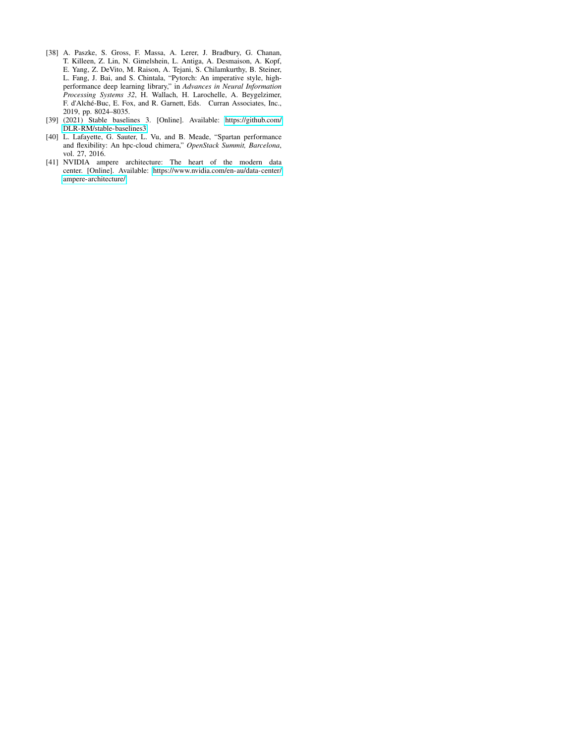[38] A. Paszke, S. Gross, F. Massa, A. Lerer, J. Bradbury, G. Chanan, T. Killeen, Z. Lin, N. Gimelshein, L. Antiga, A. Desmaison, A. Kopf, E. Yang, Z. DeVito, M. Raison, A. Tejani, S. Chilamkurthy, B. Steiner, L. Fang, J. Bai, and S. Chintala, "Pytorch: An imperative style, high-performance deep learning library," in *Advances in Neural Information Processing Systems 32*, H. Wallach, H. Larochelle, A. Beygelzimer, F. d'Alché-Buc, E. Fox, and R. Garnett, Eds. Curran Associates, Inc., 2019, pp. 8024–8035.

[39] (2021) Stable baselines 3. [Online]. Available: https://github.com/DLR-RM/stable-baselines3

[40] L. Lafayette, G. Sauter, L. Vu, and B. Meade, "Spartan performance and flexibility: An hpc-cloud chimera," *OpenStack Summit, Barcelona*, vol. 27, 2016.

[41] NVIDIA ampere architecture: The heart of the modern data center. [Online]. Available: https://www.nvidia.com/en-au/data-center/ampere-architecture/